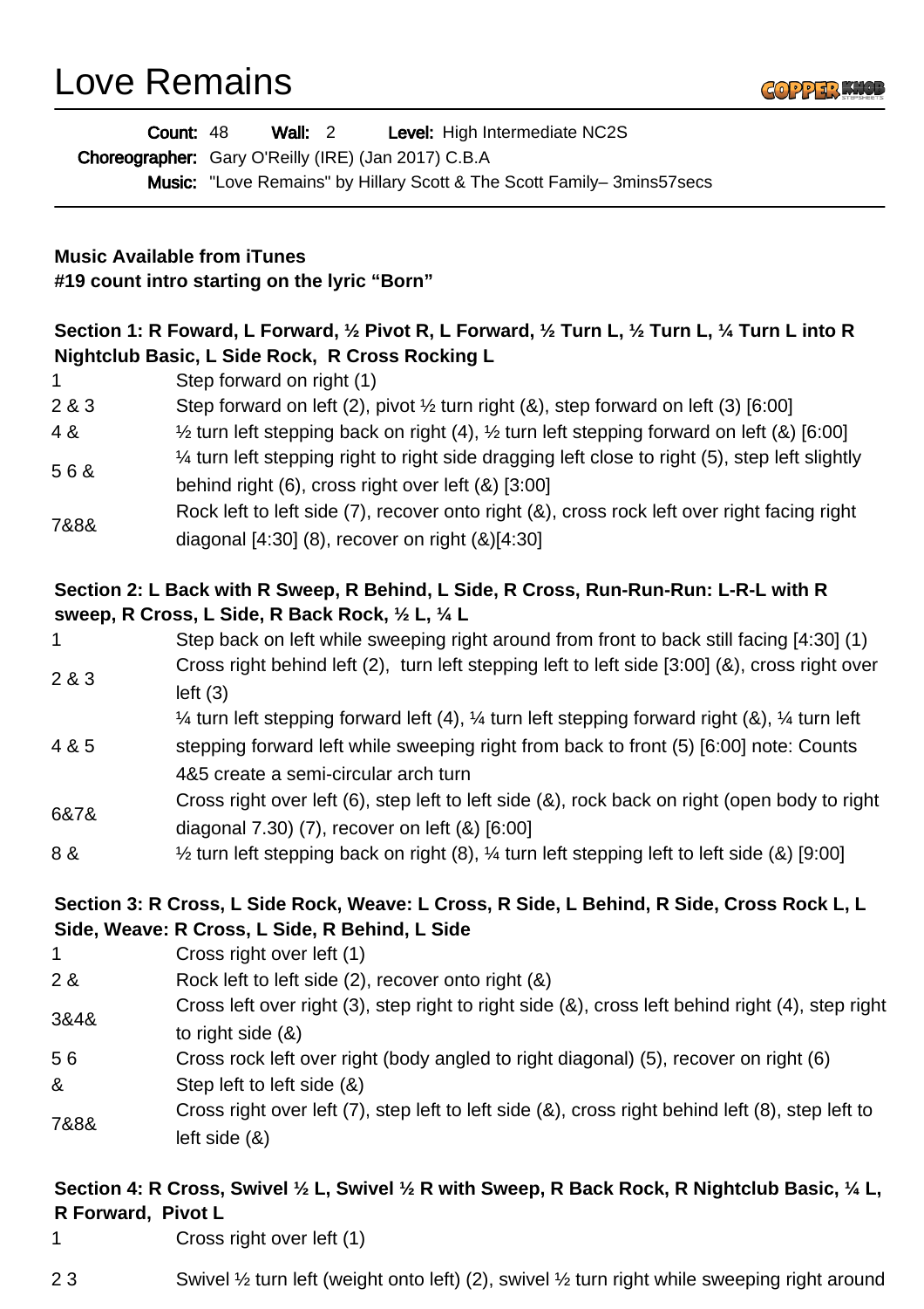# Love Remains

**Count:** 48 **Wall:** 2 **Level:** High Intermediate NC2S
**Choreographer:** Gary O'Reilly (IRE) (Jan 2017) C.B.A
**Music:** "Love Remains" by Hillary Scott & The Scott Family– 3mins57secs

**Music Available from iTunes**
**#19 count intro starting on the lyric "Born"**

### Section 1: R Foward, L Forward, ½ Pivot R, L Forward, ½ Turn L, ½ Turn L, ¼ Turn L into R Nightclub Basic, L Side Rock, R Cross Rocking L

| | |
|---|---|
| 1 | Step forward on right (1) |
| 2 & 3 | Step forward on left (2), pivot ½ turn right (&), step forward on left (3) [6:00] |
| 4 & | ½ turn left stepping back on right (4), ½ turn left stepping forward on left (&) [6:00] |
| 5 6 & | ¼ turn left stepping right to right side dragging left close to right (5), step left slightly behind right (6), cross right over left (&) [3:00] |
| 7&8& | Rock left to left side (7), recover onto right (&), cross rock left over right facing right diagonal [4:30] (8), recover on right (&)[4:30] |

### Section 2: L Back with R Sweep, R Behind, L Side, R Cross, Run-Run-Run: L-R-L with R sweep, R Cross, L Side, R Back Rock, ½ L, ¼ L

| | |
|---|---|
| 1 | Step back on left while sweeping right around from front to back still facing [4:30] (1) |
| 2 & 3 | Cross right behind left (2), turn left stepping left to left side [3:00] (&), cross right over left (3) |
| 4 & 5 | ¼ turn left stepping forward left (4), ¼ turn left stepping forward right (&), ¼ turn left stepping forward left while sweeping right from back to front (5) [6:00] note: Counts 4&5 create a semi-circular arch turn |
| 6&7& | Cross right over left (6), step left to left side (&), rock back on right (open body to right diagonal 7.30) (7), recover on left (&) [6:00] |
| 8 & | ½ turn left stepping back on right (8), ¼ turn left stepping left to left side (&) [9:00] |

### Section 3: R Cross, L Side Rock, Weave: L Cross, R Side, L Behind, R Side, Cross Rock L, L Side, Weave: R Cross, L Side, R Behind, L Side

| | |
|---|---|
| 1 | Cross right over left (1) |
| 2 & | Rock left to left side (2), recover onto right (&) |
| 3&4& | Cross left over right (3), step right to right side (&), cross left behind right (4), step right to right side (&) |
| 5 6 | Cross rock left over right (body angled to right diagonal) (5), recover on right (6) |
| & | Step left to left side (&) |
| 7&8& | Cross right over left (7), step left to left side (&), cross right behind left (8), step left to left side (&) |

### Section 4: R Cross, Swivel ½ L, Swivel ½ R with Sweep, R Back Rock, R Nightclub Basic, ¼ L, R Forward, Pivot L

| | |
|---|---|
| 1 | Cross right over left (1) |
| 2 3 | Swivel ½ turn left (weight onto left) (2), swivel ½ turn right while sweeping right around |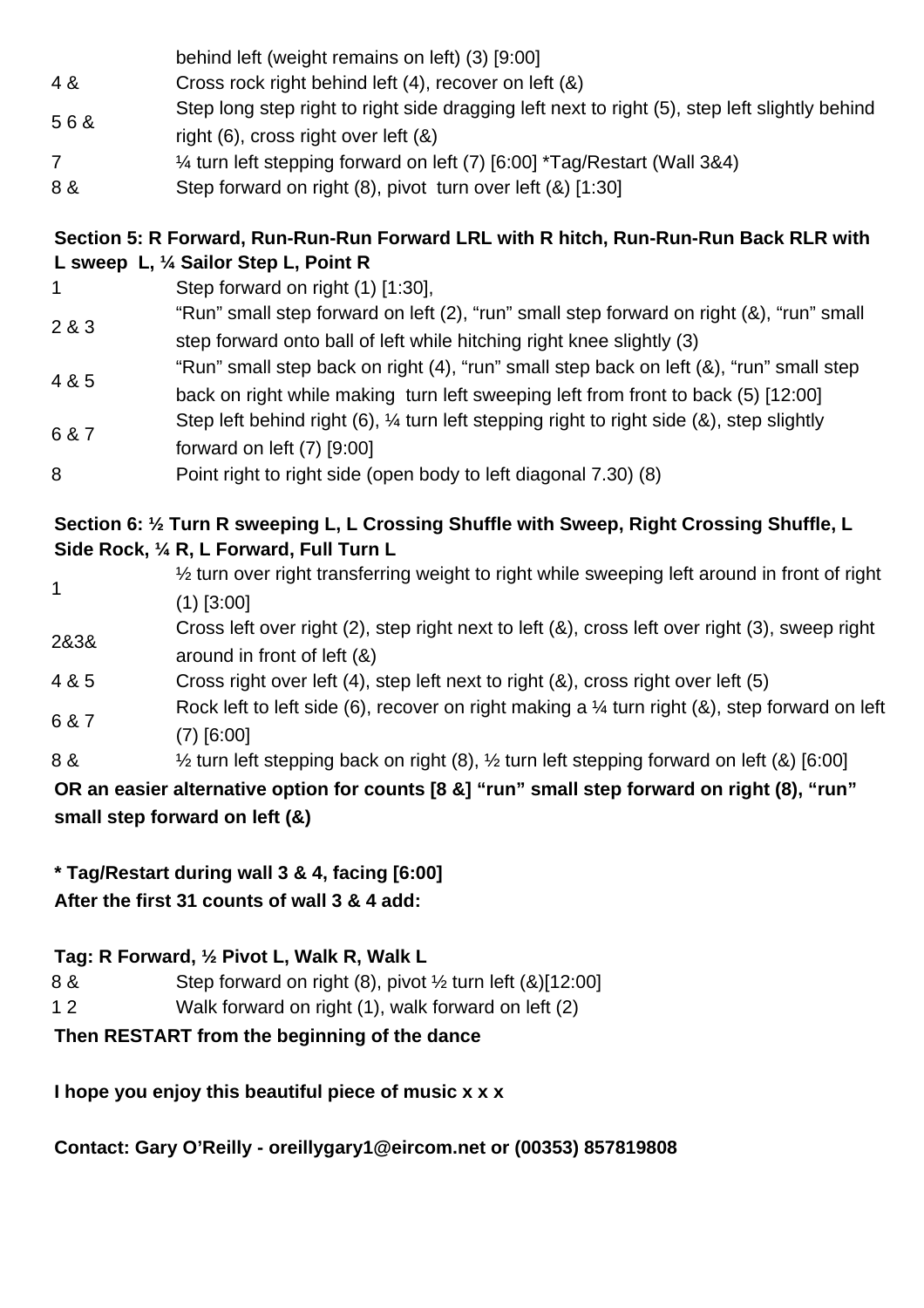| | |
|---|---|
| | behind left (weight remains on left) (3) [9:00] |
| 4 & | Cross rock right behind left (4), recover on left (&) |
| 5 6 & | Step long step right to right side dragging left next to right (5), step left slightly behind right (6), cross right over left (&) |
| 7 | ¼ turn left stepping forward on left (7) [6:00] *Tag/Restart (Wall 3&4) |
| 8 & | Step forward on right (8), pivot turn over left (&) [1:30] |

**Section 5: R Forward, Run-Run-Run Forward LRL with R hitch, Run-Run-Run Back RLR with L sweep L, ¼ Sailor Step L, Point R**

| | |
|---|---|
| 1 | Step forward on right (1) [1:30], |
| 2 & 3 | "Run" small step forward on left (2), "run" small step forward on right (&), "run" small step forward onto ball of left while hitching right knee slightly (3) |
| 4 & 5 | "Run" small step back on right (4), "run" small step back on left (&), "run" small step back on right while making turn left sweeping left from front to back (5) [12:00] |
| 6 & 7 | Step left behind right (6), ¼ turn left stepping right to right side (&), step slightly forward on left (7) [9:00] |
| 8 | Point right to right side (open body to left diagonal 7.30) (8) |

**Section 6: ½ Turn R sweeping L, L Crossing Shuffle with Sweep, Right Crossing Shuffle, L Side Rock, ¼ R, L Forward, Full Turn L**

| | |
|---|---|
| 1 | ½ turn over right transferring weight to right while sweeping left around in front of right (1) [3:00] |
| 2&3& | Cross left over right (2), step right next to left (&), cross left over right (3), sweep right around in front of left (&) |
| 4 & 5 | Cross right over left (4), step left next to right (&), cross right over left (5) |
| 6 & 7 | Rock left to left side (6), recover on right making a ¼ turn right (&), step forward on left (7) [6:00] |
| 8 & | ½ turn left stepping back on right (8), ½ turn left stepping forward on left (&) [6:00] |

**OR an easier alternative option for counts [8 &] "run" small step forward on right (8), "run" small step forward on left (&)**

**\* Tag/Restart during wall 3 & 4, facing [6:00]**
**After the first 31 counts of wall 3 & 4 add:**

**Tag: R Forward, ½ Pivot L, Walk R, Walk L**

| | |
|---|---|
| 8 & | Step forward on right (8), pivot ½ turn left (&)[12:00] |
| 1 2 | Walk forward on right (1), walk forward on left (2) |

**Then RESTART from the beginning of the dance**

**I hope you enjoy this beautiful piece of music x x x**

**Contact: Gary O'Reilly - oreillygary1@eircom.net or (00353) 857819808**